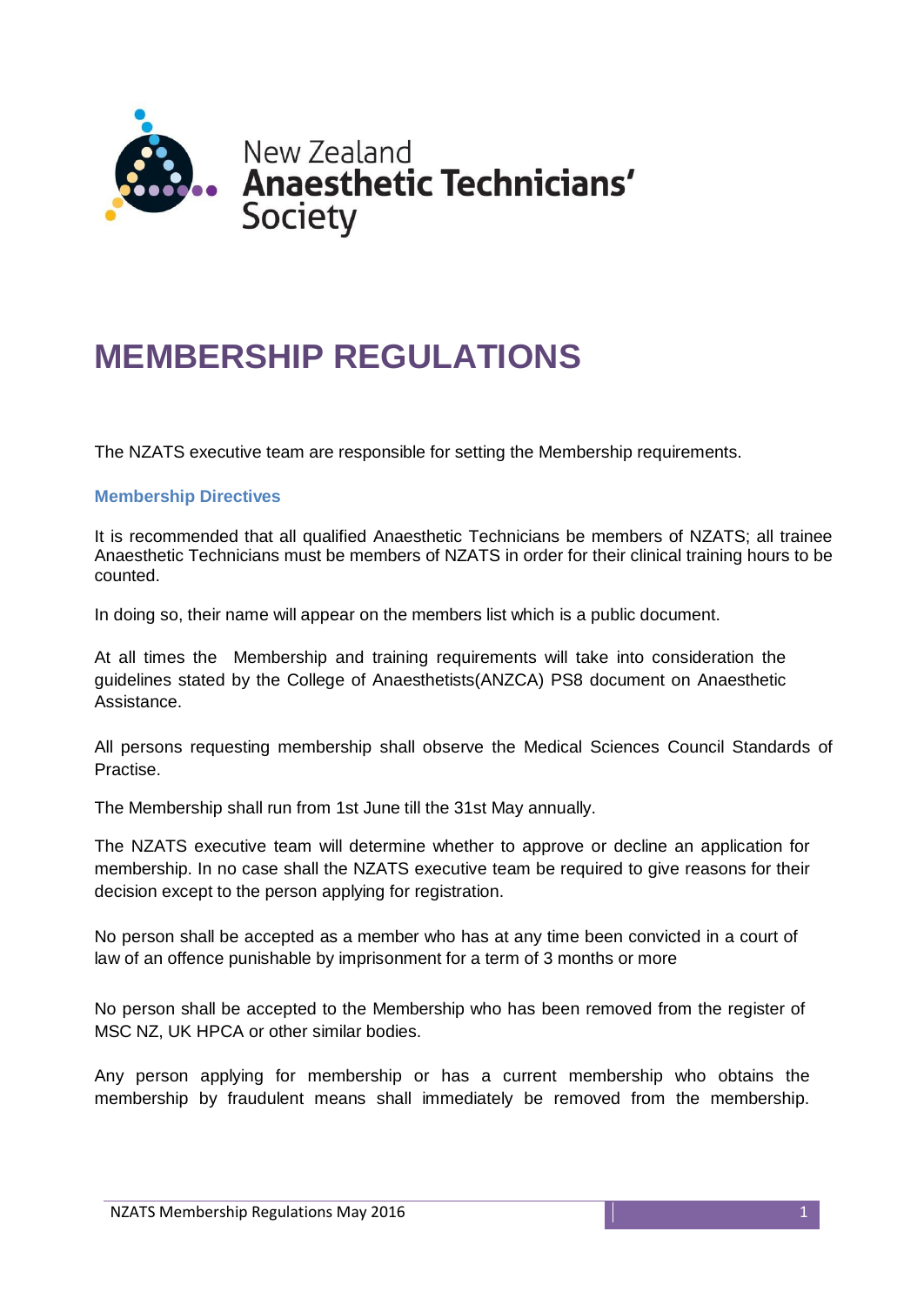New Zealand **Anaesthetic Technicians'** Society

# MEMBERSHIP REGULATIONS

The NZATS executive team are responsible for setting the Membership requirements.

### Membership Directives

It is recommended that all qualified Anaesthetic Technicians be members of NZATS; all trainee Anaesthetic Technicians must be members of NZATS in order for their clinical training hours to be counted.

In doing so, their name will appear on the members list which is a public document.

At all times the Membership and training requirements will take into consideration the guidelines stated by the College of Anaesthetists(ANZCA) PS8 document on Anaesthetic Assistance.

All persons requesting membership shall observe the Medical Sciences Council Standards of Practise.

The Membership shall run from 1st June till the 31st May annually.

The NZATS executive team will determine whether to approve or decline an application for membership. In no case shall the NZATS executive team be required to give reasons for their decision except to the person applying for registration.

No person shall be accepted as a member who has at any time been convicted in a court of law of an offence punishable by imprisonment for a term of 3 months or more

No person shall be accepted to the Membership who has been removed from the register of MSC NZ, UK HPCA or other similar bodies.

Any person applying for membership or has a current membership who obtains the membership by fraudulent means shall immediately be removed from the membership.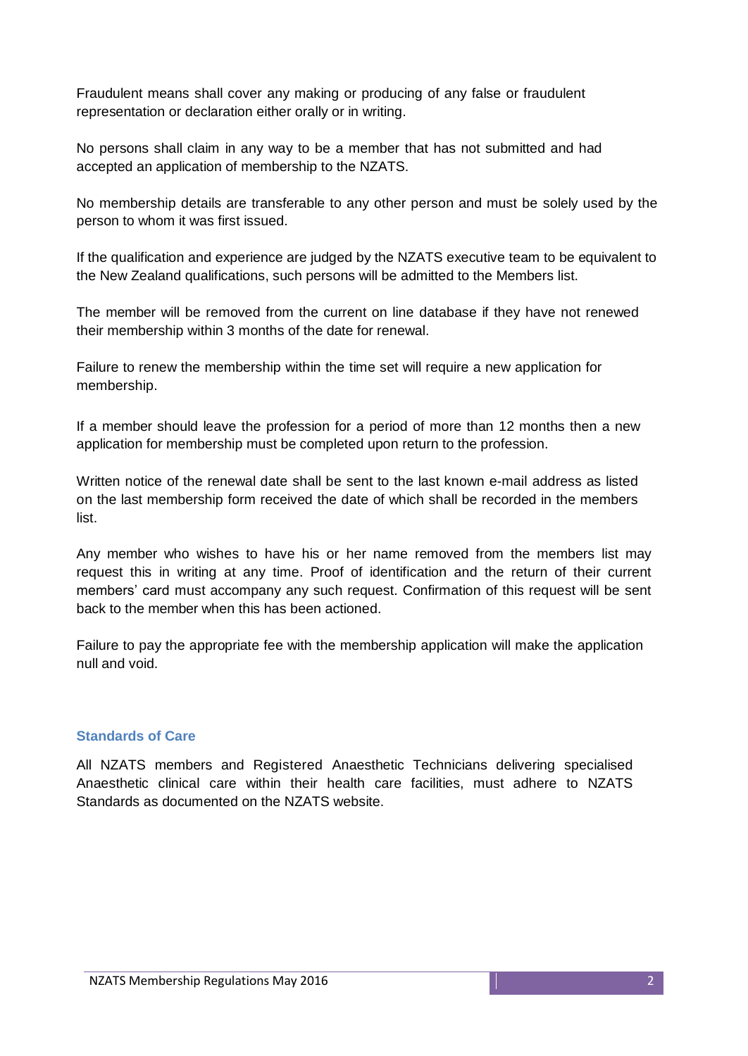Fraudulent means shall cover any making or producing of any false or fraudulent representation or declaration either orally or in writing.

No persons shall claim in any way to be a member that has not submitted and had accepted an application of membership to the NZATS.

No membership details are transferable to any other person and must be solely used by the person to whom it was first issued.

If the qualification and experience are judged by the NZATS executive team to be equivalent to the New Zealand qualifications, such persons will be admitted to the Members list.

The member will be removed from the current on line database if they have not renewed their membership within 3 months of the date for renewal.

Failure to renew the membership within the time set will require a new application for membership.

If a member should leave the profession for a period of more than 12 months then a new application for membership must be completed upon return to the profession.

Written notice of the renewal date shall be sent to the last known e-mail address as listed on the last membership form received the date of which shall be recorded in the members list.

Any member who wishes to have his or her name removed from the members list may request this in writing at any time. Proof of identification and the return of their current members' card must accompany any such request. Confirmation of this request will be sent back to the member when this has been actioned.

Failure to pay the appropriate fee with the membership application will make the application null and void.

### Standards of Care

All NZATS members and Registered Anaesthetic Technicians delivering specialised Anaesthetic clinical care within their health care facilities, must adhere to NZATS Standards as documented on the NZATS website.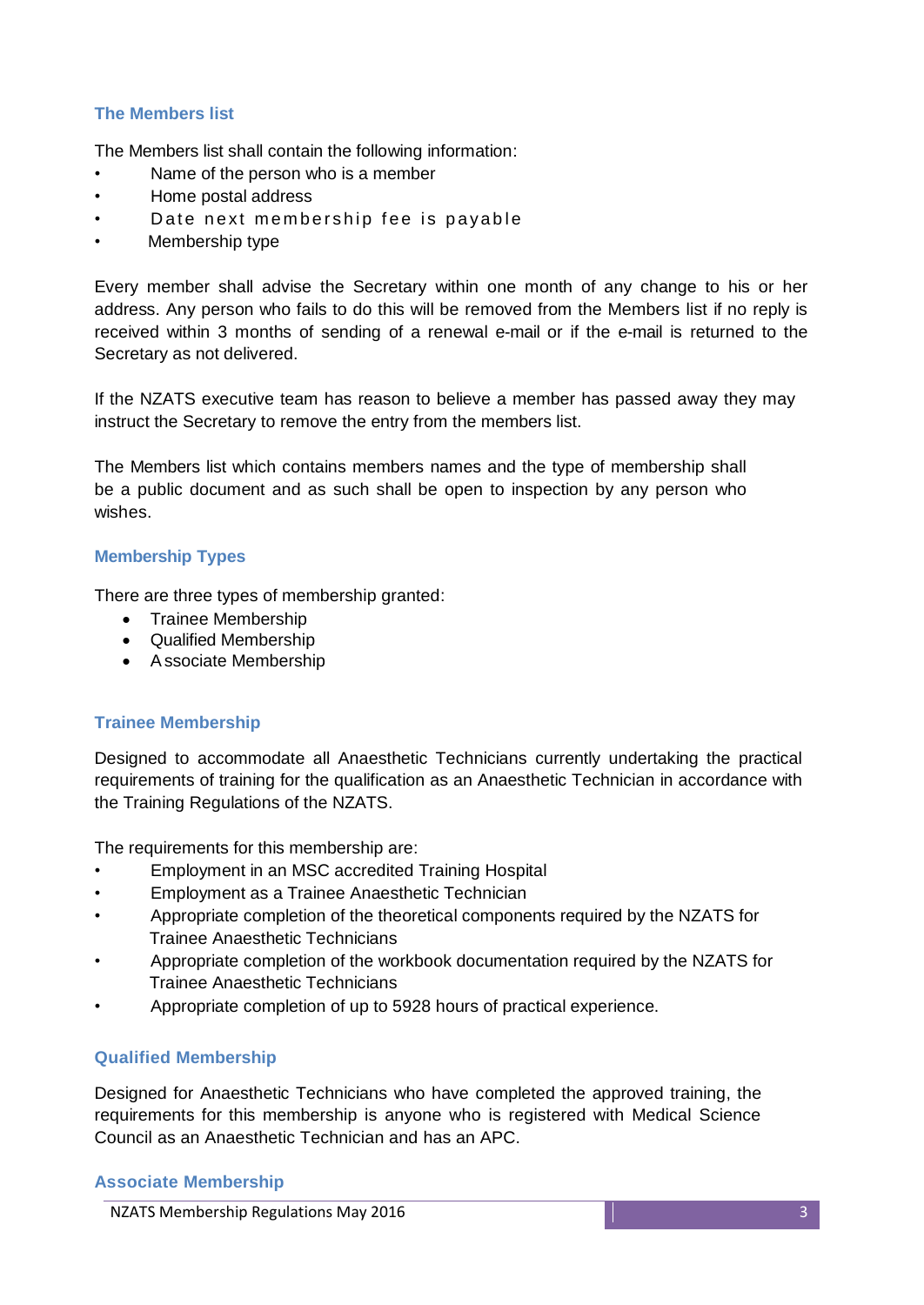### The Members list

The Members list shall contain the following information:

- Name of the person who is a member
- Home postal address
- Date next membership fee is payable
- Membership type

Every member shall advise the Secretary within one month of any change to his or her address. Any person who fails to do this will be removed from the Members list if no reply is received within 3 months of sending of a renewal e-mail or if the e-mail is returned to the Secretary as not delivered.

If the NZATS executive team has reason to believe a member has passed away they may instruct the Secretary to remove the entry from the members list.

The Members list which contains members names and the type of membership shall be a public document and as such shall be open to inspection by any person who wishes.

### Membership Types

There are three types of membership granted:

- Trainee Membership
- Qualified Membership
- Associate Membership

### Trainee Membership

Designed to accommodate all Anaesthetic Technicians currently undertaking the practical requirements of training for the qualification as an Anaesthetic Technician in accordance with the Training Regulations of the NZATS.

The requirements for this membership are:

- Employment in an MSC accredited Training Hospital
- Employment as a Trainee Anaesthetic Technician
- Appropriate completion of the theoretical components required by the NZATS for Trainee Anaesthetic Technicians
- Appropriate completion of the workbook documentation required by the NZATS for Trainee Anaesthetic Technicians
- Appropriate completion of up to 5928 hours of practical experience.

### Qualified Membership

Designed for Anaesthetic Technicians who have completed the approved training, the requirements for this membership is anyone who is registered with Medical Science Council as an Anaesthetic Technician and has an APC.

### Associate Membership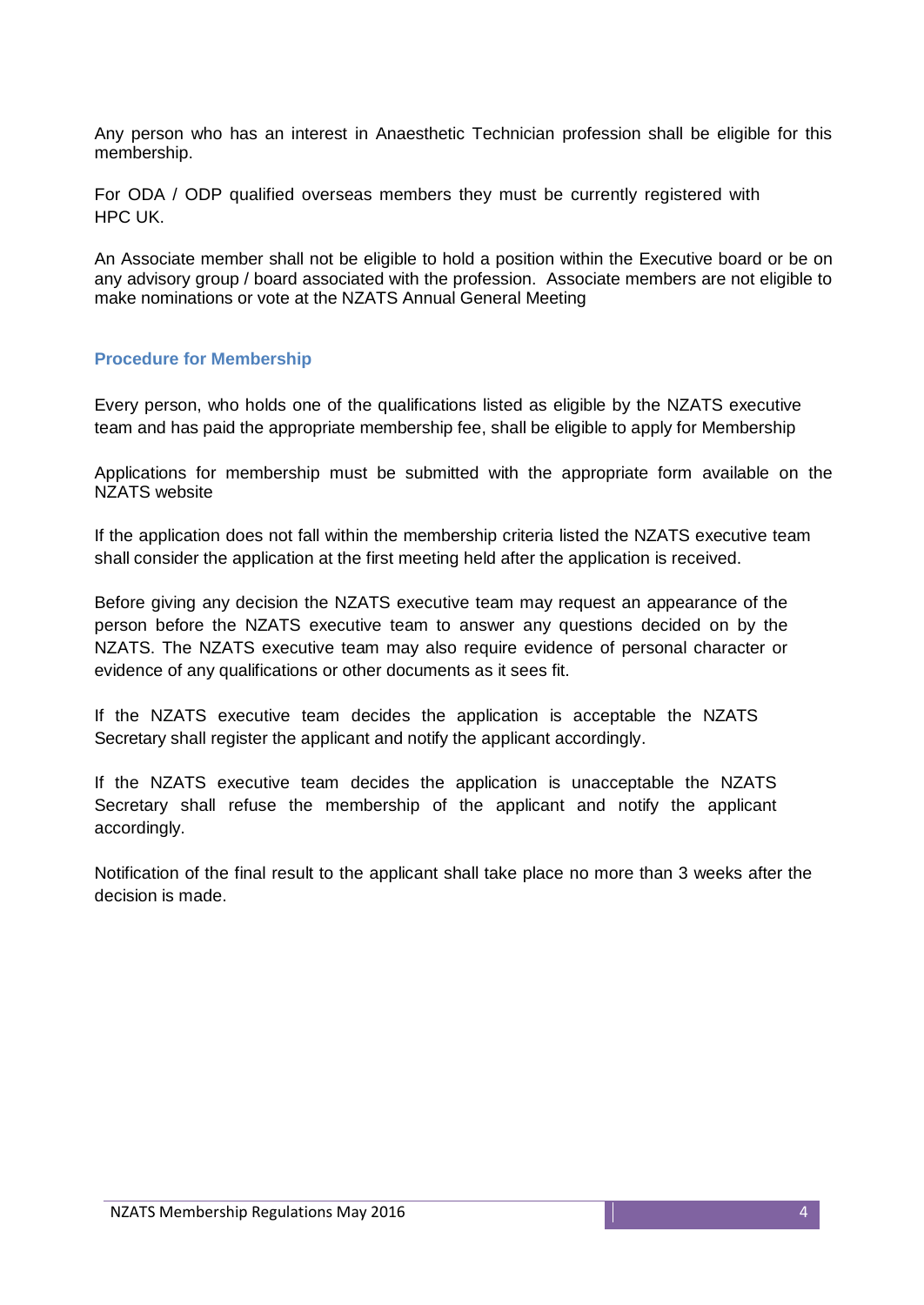Any person who has an interest in Anaesthetic Technician profession shall be eligible for this membership.

For ODA / ODP qualified overseas members they must be currently registered with HPC UK.

An Associate member shall not be eligible to hold a position within the Executive board or be on any advisory group / board associated with the profession. Associate members are not eligible to make nominations or vote at the NZATS Annual General Meeting

### Procedure for Membership

Every person, who holds one of the qualifications listed as eligible by the NZATS executive team and has paid the appropriate membership fee, shall be eligible to apply for Membership

Applications for membership must be submitted with the appropriate form available on the NZATS website

If the application does not fall within the membership criteria listed the NZATS executive team shall consider the application at the first meeting held after the application is received.

Before giving any decision the NZATS executive team may request an appearance of the person before the NZATS executive team to answer any questions decided on by the NZATS. The NZATS executive team may also require evidence of personal character or evidence of any qualifications or other documents as it sees fit.

If the NZATS executive team decides the application is acceptable the NZATS Secretary shall register the applicant and notify the applicant accordingly.

If the NZATS executive team decides the application is unacceptable the NZATS Secretary shall refuse the membership of the applicant and notify the applicant accordingly.

Notification of the final result to the applicant shall take place no more than 3 weeks after the decision is made.